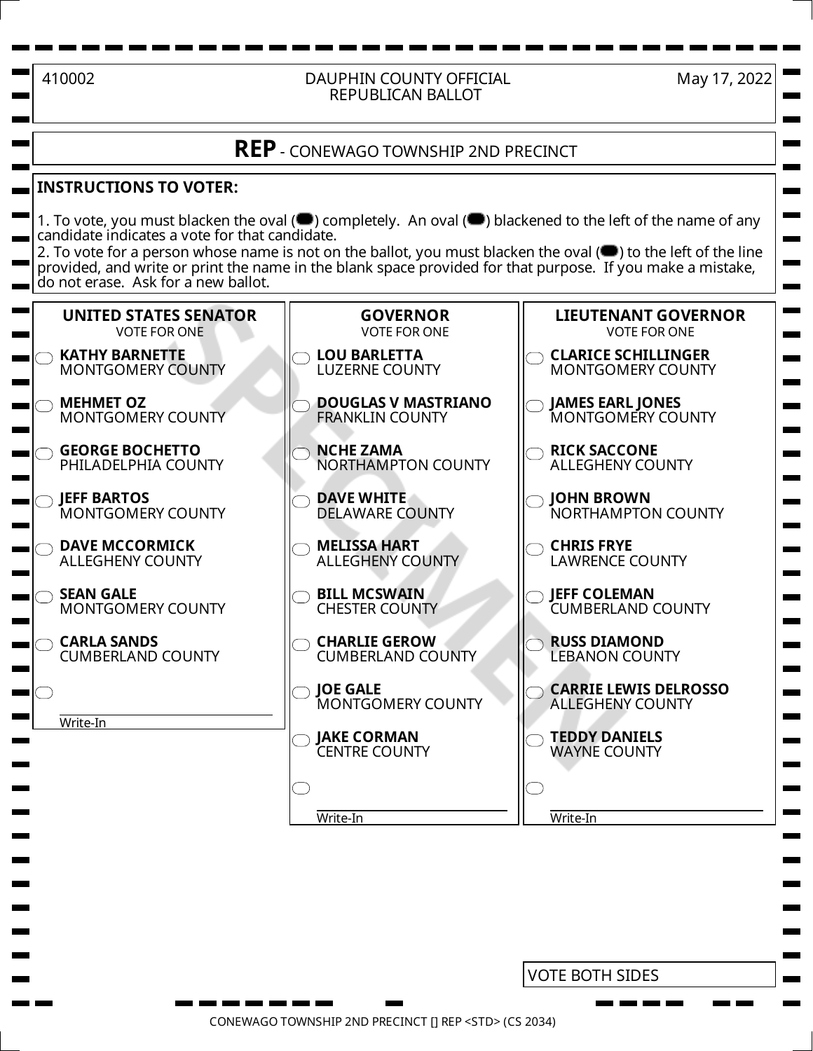410002

DAUPHIN COUNTY OFFICIAL
REPUBLICAN BALLOT

May 17, 2022

# REP - CONEWAGO TOWNSHIP 2ND PRECINCT

**INSTRUCTIONS TO VOTER:**

1. To vote, you must blacken the oval ( ) completely. An oval ( ) blackened to the left of the name of any candidate indicates a vote for that candidate.
2. To vote for a person whose name is not on the ballot, you must blacken the oval ( ) to the left of the line provided, and write or print the name in the blank space provided for that purpose. If you make a mistake, do not erase. Ask for a new ballot.

## UNITED STATES SENATOR
VOTE FOR ONE

- **KATHY BARNETTE** MONTGOMERY COUNTY
- **MEHMET OZ** MONTGOMERY COUNTY
- **GEORGE BOCHETTO** PHILADELPHIA COUNTY
- **JEFF BARTOS** MONTGOMERY COUNTY
- **DAVE MCCORMICK** ALLEGHENY COUNTY
- **SEAN GALE** MONTGOMERY COUNTY
- **CARLA SANDS** CUMBERLAND COUNTY
- Write-In

## GOVERNOR
VOTE FOR ONE

- **LOU BARLETTA** LUZERNE COUNTY
- **DOUGLAS V MASTRIANO** FRANKLIN COUNTY
- **NCHE ZAMA** NORTHAMPTON COUNTY
- **DAVE WHITE** DELAWARE COUNTY
- **MELISSA HART** ALLEGHENY COUNTY
- **BILL MCSWAIN** CHESTER COUNTY
- **CHARLIE GEROW** CUMBERLAND COUNTY
- **JOE GALE** MONTGOMERY COUNTY
- **JAKE CORMAN** CENTRE COUNTY
- Write-In

## LIEUTENANT GOVERNOR
VOTE FOR ONE

- **CLARICE SCHILLINGER** MONTGOMERY COUNTY
- **JAMES EARL JONES** MONTGOMERY COUNTY
- **RICK SACCONE** ALLEGHENY COUNTY
- **JOHN BROWN** NORTHAMPTON COUNTY
- **CHRIS FRYE** LAWRENCE COUNTY
- **JEFF COLEMAN** CUMBERLAND COUNTY
- **RUSS DIAMOND** LEBANON COUNTY
- **CARRIE LEWIS DELROSSO** ALLEGHENY COUNTY
- **TEDDY DANIELS** WAYNE COUNTY
- Write-In

VOTE BOTH SIDES

CONEWAGO TOWNSHIP 2ND PRECINCT [] REP <STD> (CS 2034)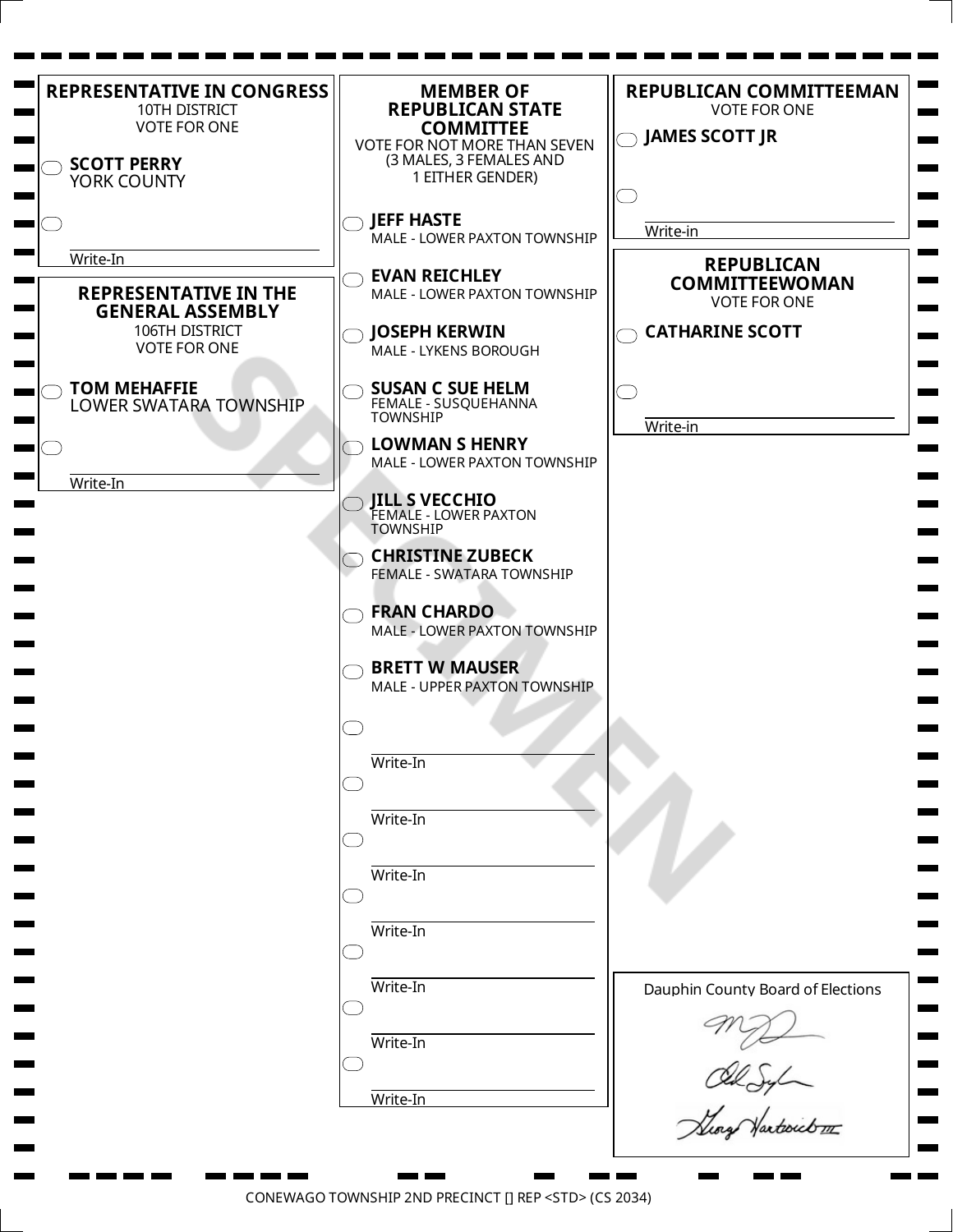## REPRESENTATIVE IN CONGRESS
10TH DISTRICT
VOTE FOR ONE

- **SCOTT PERRY**
  YORK COUNTY
- Write-In

## REPRESENTATIVE IN THE GENERAL ASSEMBLY
106TH DISTRICT
VOTE FOR ONE

- **TOM MEHAFFIE**
  LOWER SWATARA TOWNSHIP
- Write-In

## MEMBER OF REPUBLICAN STATE COMMITTEE
VOTE FOR NOT MORE THAN SEVEN
(3 MALES, 3 FEMALES AND
1 EITHER GENDER)

- **JEFF HASTE**
  MALE - LOWER PAXTON TOWNSHIP
- **EVAN REICHLEY**
  MALE - LOWER PAXTON TOWNSHIP
- **JOSEPH KERWIN**
  MALE - LYKENS BOROUGH
- **SUSAN C SUE HELM**
  FEMALE - SUSQUEHANNA TOWNSHIP
- **LOWMAN S HENRY**
  MALE - LOWER PAXTON TOWNSHIP
- **JILL S VECCHIO**
  FEMALE - LOWER PAXTON TOWNSHIP
- **CHRISTINE ZUBECK**
  FEMALE - SWATARA TOWNSHIP
- **FRAN CHARDO**
  MALE - LOWER PAXTON TOWNSHIP
- **BRETT W MAUSER**
  MALE - UPPER PAXTON TOWNSHIP
- Write-In
- Write-In
- Write-In
- Write-In
- Write-In
- Write-In
- Write-In

## REPUBLICAN COMMITTEEMAN
VOTE FOR ONE

- **JAMES SCOTT JR**
- Write-in

## REPUBLICAN COMMITTEEWOMAN
VOTE FOR ONE

- **CATHARINE SCOTT**
- Write-in

Dauphin County Board of Elections

SPECIMEN

CONEWAGO TOWNSHIP 2ND PRECINCT [] REP <STD> (CS 2034)